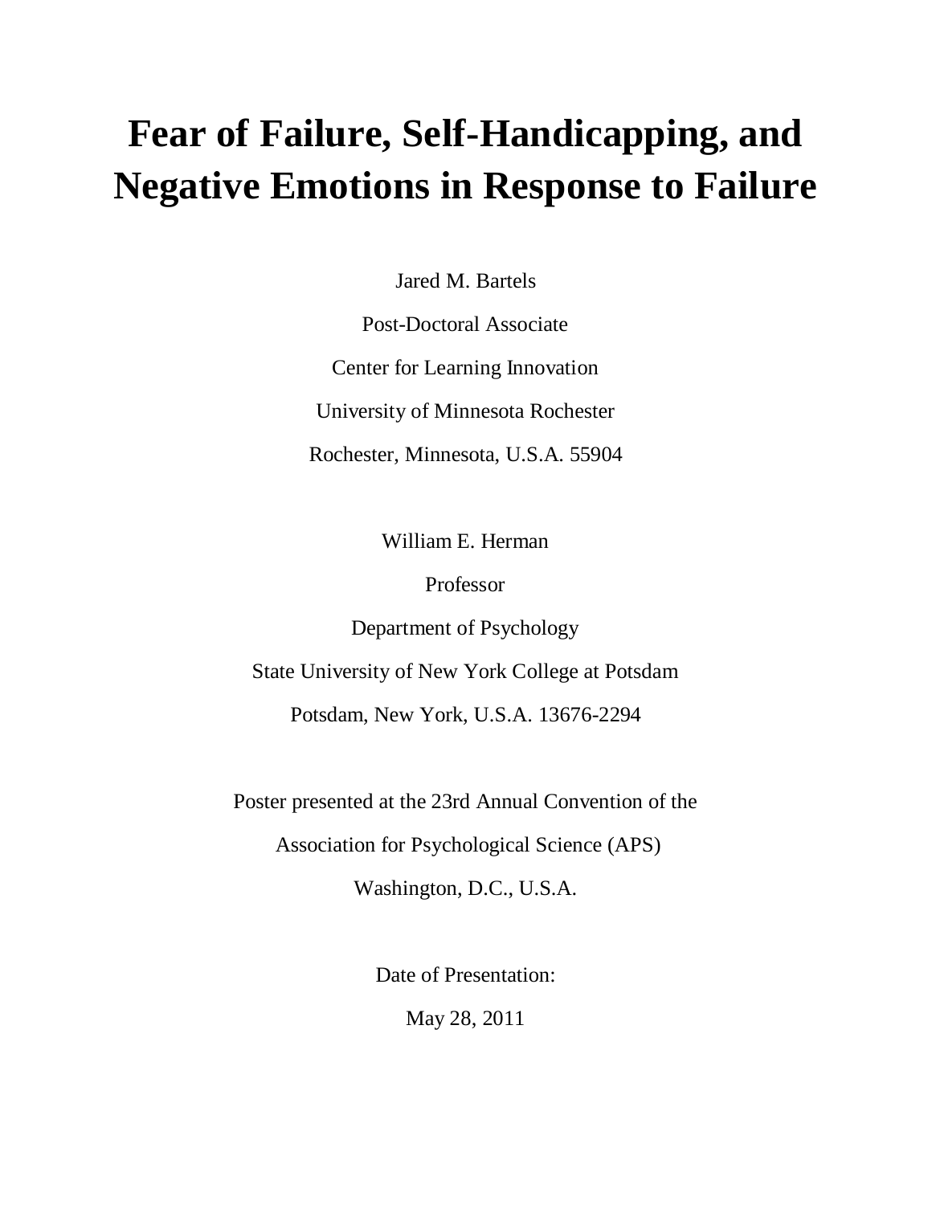# Fear of Failure, Self-Handicapping, and Negative Emotions in Response to Failure

Jared M. Bartels

Post-Doctoral Associate

Center for Learning Innovation

University of Minnesota Rochester

Rochester, Minnesota, U.S.A. 55904

William E. Herman

Professor

Department of Psychology

State University of New York College at Potsdam

Potsdam, New York, U.S.A. 13676-2294

Poster presented at the 23rd Annual Convention of the

Association for Psychological Science (APS)

Washington, D.C., U.S.A.

Date of Presentation:

May 28, 2011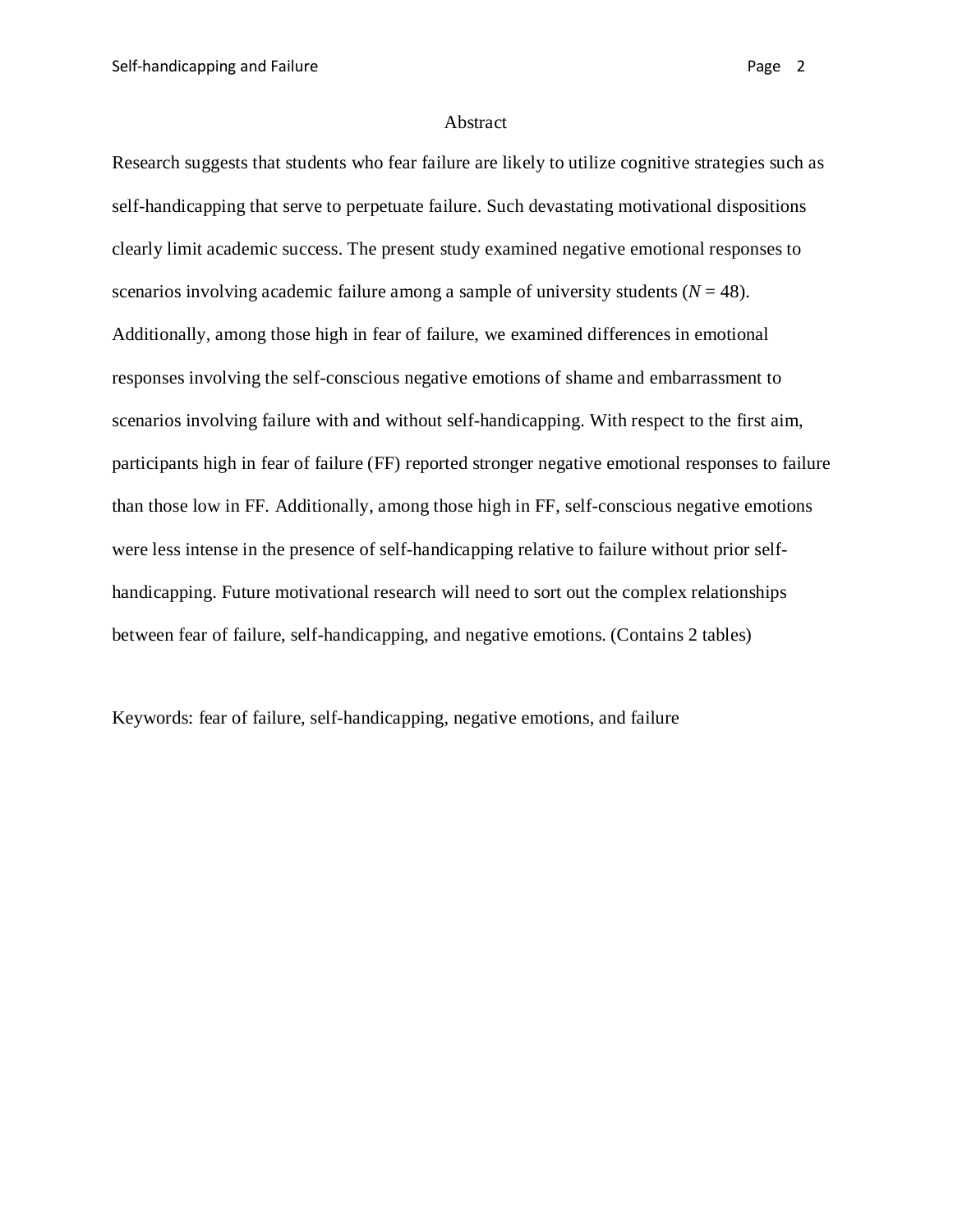## Abstract

Research suggests that students who fear failure are likely to utilize cognitive strategies such as self-handicapping that serve to perpetuate failure. Such devastating motivational dispositions clearly limit academic success. The present study examined negative emotional responses to scenarios involving academic failure among a sample of university students ($N$ = 48). Additionally, among those high in fear of failure, we examined differences in emotional responses involving the self-conscious negative emotions of shame and embarrassment to scenarios involving failure with and without self-handicapping. With respect to the first aim, participants high in fear of failure (FF) reported stronger negative emotional responses to failure than those low in FF. Additionally, among those high in FF, self-conscious negative emotions were less intense in the presence of self-handicapping relative to failure without prior self-handicapping. Future motivational research will need to sort out the complex relationships between fear of failure, self-handicapping, and negative emotions. (Contains 2 tables)

Keywords: fear of failure, self-handicapping, negative emotions, and failure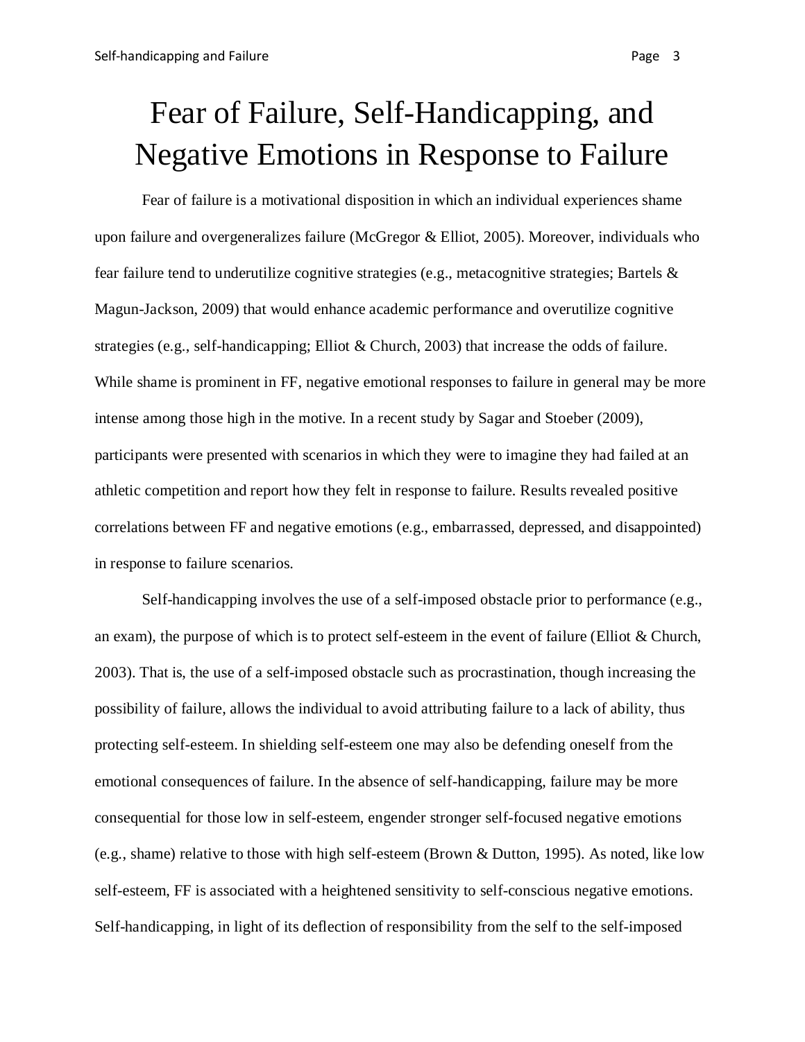# Fear of Failure, Self-Handicapping, and Negative Emotions in Response to Failure

Fear of failure is a motivational disposition in which an individual experiences shame upon failure and overgeneralizes failure (McGregor & Elliot, 2005). Moreover, individuals who fear failure tend to underutilize cognitive strategies (e.g., metacognitive strategies; Bartels & Magun-Jackson, 2009) that would enhance academic performance and overutilize cognitive strategies (e.g., self-handicapping; Elliot & Church, 2003) that increase the odds of failure. While shame is prominent in FF, negative emotional responses to failure in general may be more intense among those high in the motive. In a recent study by Sagar and Stoeber (2009), participants were presented with scenarios in which they were to imagine they had failed at an athletic competition and report how they felt in response to failure. Results revealed positive correlations between FF and negative emotions (e.g., embarrassed, depressed, and disappointed) in response to failure scenarios.

Self-handicapping involves the use of a self-imposed obstacle prior to performance (e.g., an exam), the purpose of which is to protect self-esteem in the event of failure (Elliot & Church, 2003). That is, the use of a self-imposed obstacle such as procrastination, though increasing the possibility of failure, allows the individual to avoid attributing failure to a lack of ability, thus protecting self-esteem. In shielding self-esteem one may also be defending oneself from the emotional consequences of failure. In the absence of self-handicapping, failure may be more consequential for those low in self-esteem, engender stronger self-focused negative emotions (e.g., shame) relative to those with high self-esteem (Brown & Dutton, 1995). As noted, like low self-esteem, FF is associated with a heightened sensitivity to self-conscious negative emotions. Self-handicapping, in light of its deflection of responsibility from the self to the self-imposed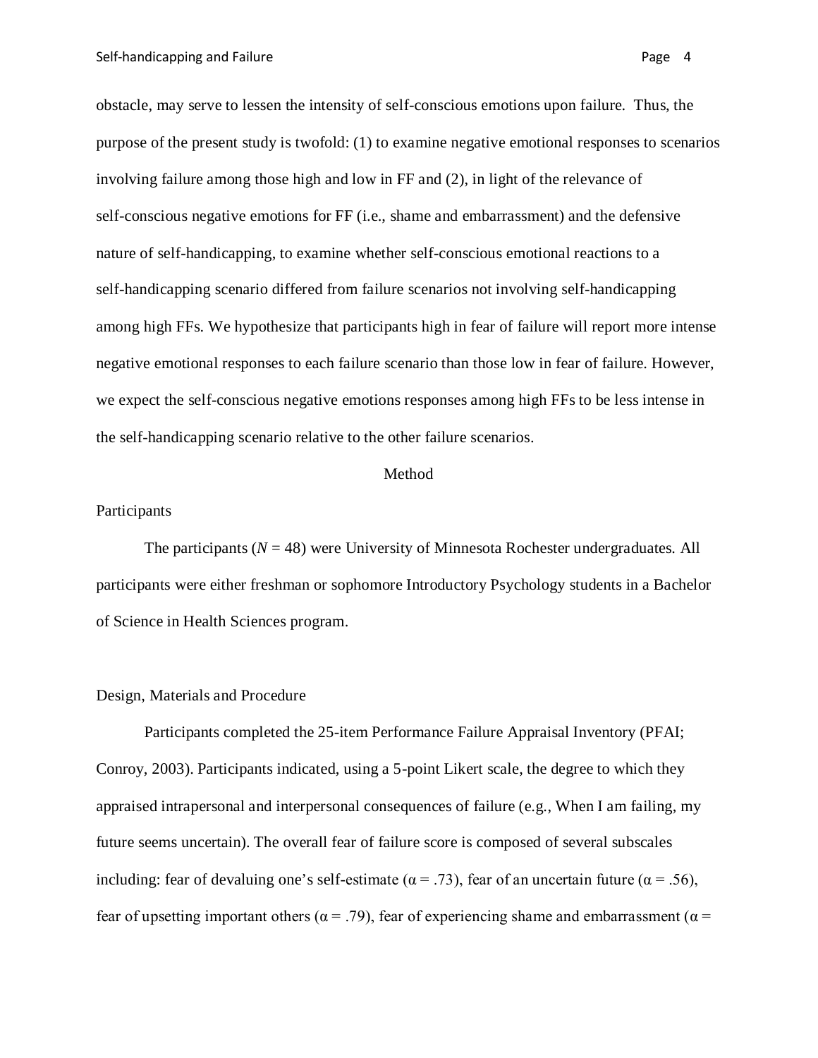obstacle, may serve to lessen the intensity of self-conscious emotions upon failure. Thus, the purpose of the present study is twofold: (1) to examine negative emotional responses to scenarios involving failure among those high and low in FF and (2), in light of the relevance of self-conscious negative emotions for FF (i.e., shame and embarrassment) and the defensive nature of self-handicapping, to examine whether self-conscious emotional reactions to a self-handicapping scenario differed from failure scenarios not involving self-handicapping among high FFs. We hypothesize that participants high in fear of failure will report more intense negative emotional responses to each failure scenario than those low in fear of failure. However, we expect the self-conscious negative emotions responses among high FFs to be less intense in the self-handicapping scenario relative to the other failure scenarios.

## Method

### Participants

The participants ($N = 48$) were University of Minnesota Rochester undergraduates. All participants were either freshman or sophomore Introductory Psychology students in a Bachelor of Science in Health Sciences program.

### Design, Materials and Procedure

Participants completed the 25-item Performance Failure Appraisal Inventory (PFAI; Conroy, 2003). Participants indicated, using a 5-point Likert scale, the degree to which they appraised intrapersonal and interpersonal consequences of failure (e.g., When I am failing, my future seems uncertain). The overall fear of failure score is composed of several subscales including: fear of devaluing one's self-estimate ($\alpha = .73$), fear of an uncertain future ($\alpha = .56$), fear of upsetting important others ($\alpha = .79$), fear of experiencing shame and embarrassment ($\alpha =$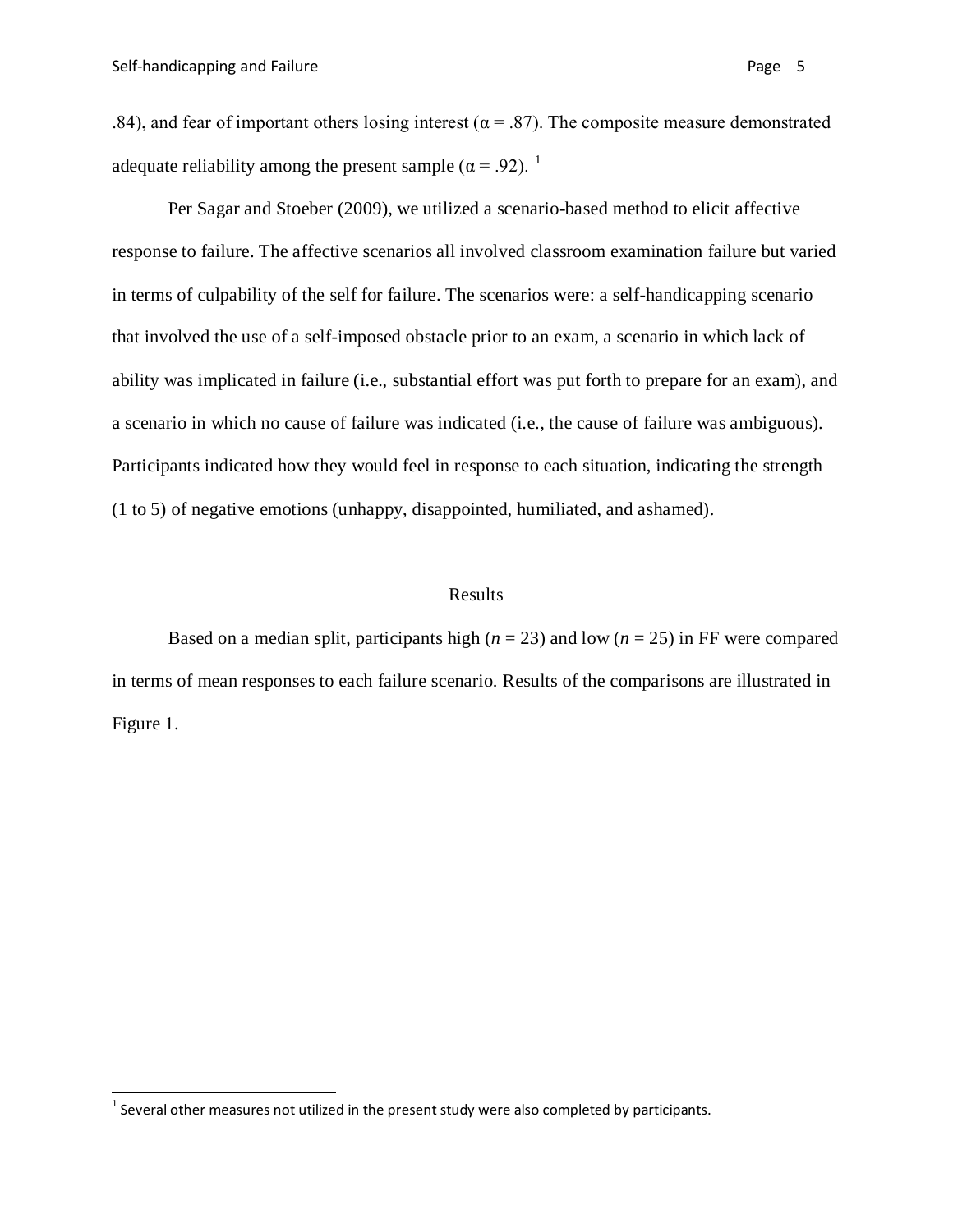.84), and fear of important others losing interest (α = .87). The composite measure demonstrated adequate reliability among the present sample (α = .92). [1]

Per Sagar and Stoeber (2009), we utilized a scenario-based method to elicit affective response to failure. The affective scenarios all involved classroom examination failure but varied in terms of culpability of the self for failure. The scenarios were: a self-handicapping scenario that involved the use of a self-imposed obstacle prior to an exam, a scenario in which lack of ability was implicated in failure (i.e., substantial effort was put forth to prepare for an exam), and a scenario in which no cause of failure was indicated (i.e., the cause of failure was ambiguous). Participants indicated how they would feel in response to each situation, indicating the strength (1 to 5) of negative emotions (unhappy, disappointed, humiliated, and ashamed).

## Results

Based on a median split, participants high ($n$ = 23) and low ($n$ = 25) in FF were compared in terms of mean responses to each failure scenario. Results of the comparisons are illustrated in Figure 1.

[1] Several other measures not utilized in the present study were also completed by participants.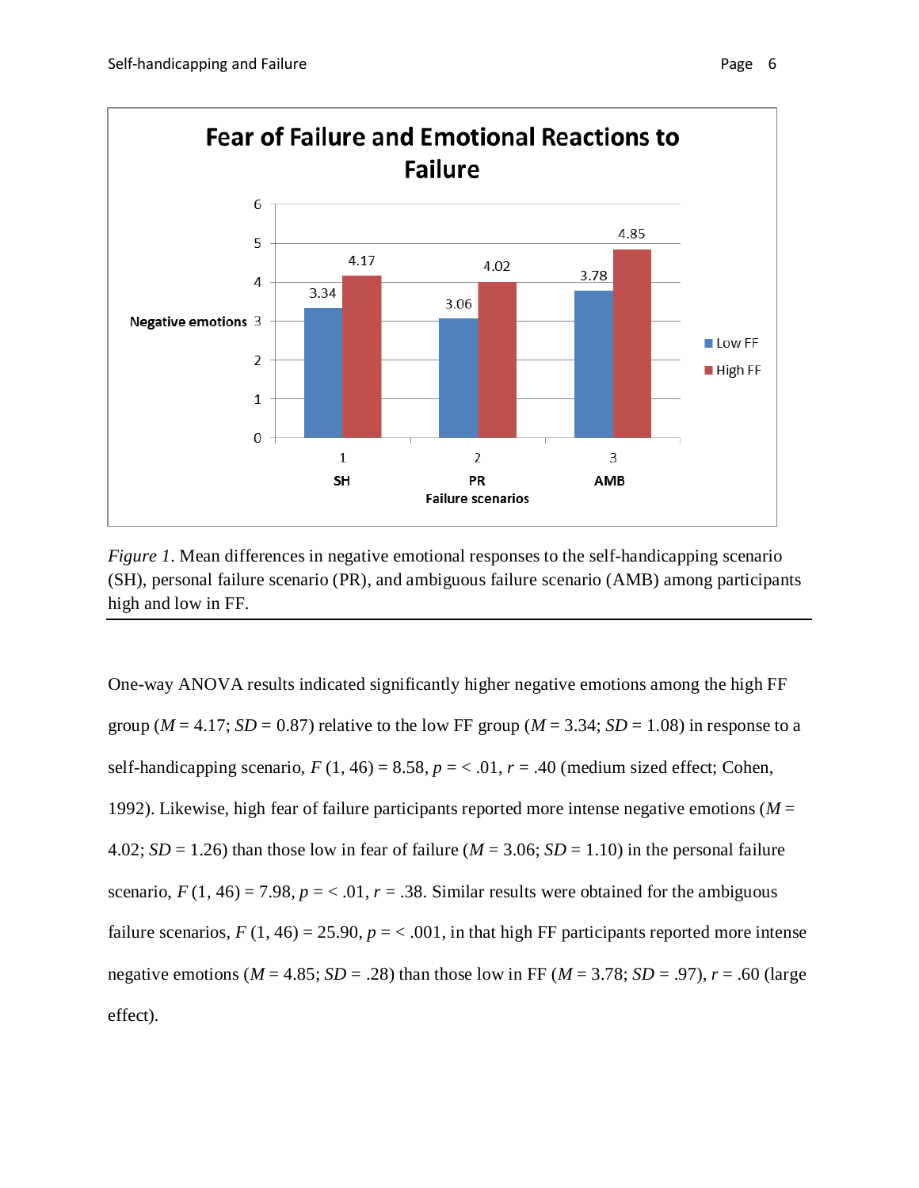*Figure 1*. Mean differences in negative emotional responses to the self-handicapping scenario (SH), personal failure scenario (PR), and ambiguous failure scenario (AMB) among participants high and low in FF.

One-way ANOVA results indicated significantly higher negative emotions among the high FF group ($M$ = 4.17; $SD$ = 0.87) relative to the low FF group ($M$ = 3.34; $SD$ = 1.08) in response to a self-handicapping scenario, $F$ (1, 46) = 8.58, $p$ = < .01, $r$ = .40 (medium sized effect; Cohen, 1992). Likewise, high fear of failure participants reported more intense negative emotions ($M$ = 4.02; $SD$ = 1.26) than those low in fear of failure ($M$ = 3.06; $SD$ = 1.10) in the personal failure scenario, $F$ (1, 46) = 7.98, $p$ = < .01, $r$ = .38. Similar results were obtained for the ambiguous failure scenarios, $F$ (1, 46) = 25.90, $p$ = < .001, in that high FF participants reported more intense negative emotions ($M$ = 4.85; $SD$ = .28) than those low in FF ($M$ = 3.78; $SD$ = .97), $r$ = .60 (large effect).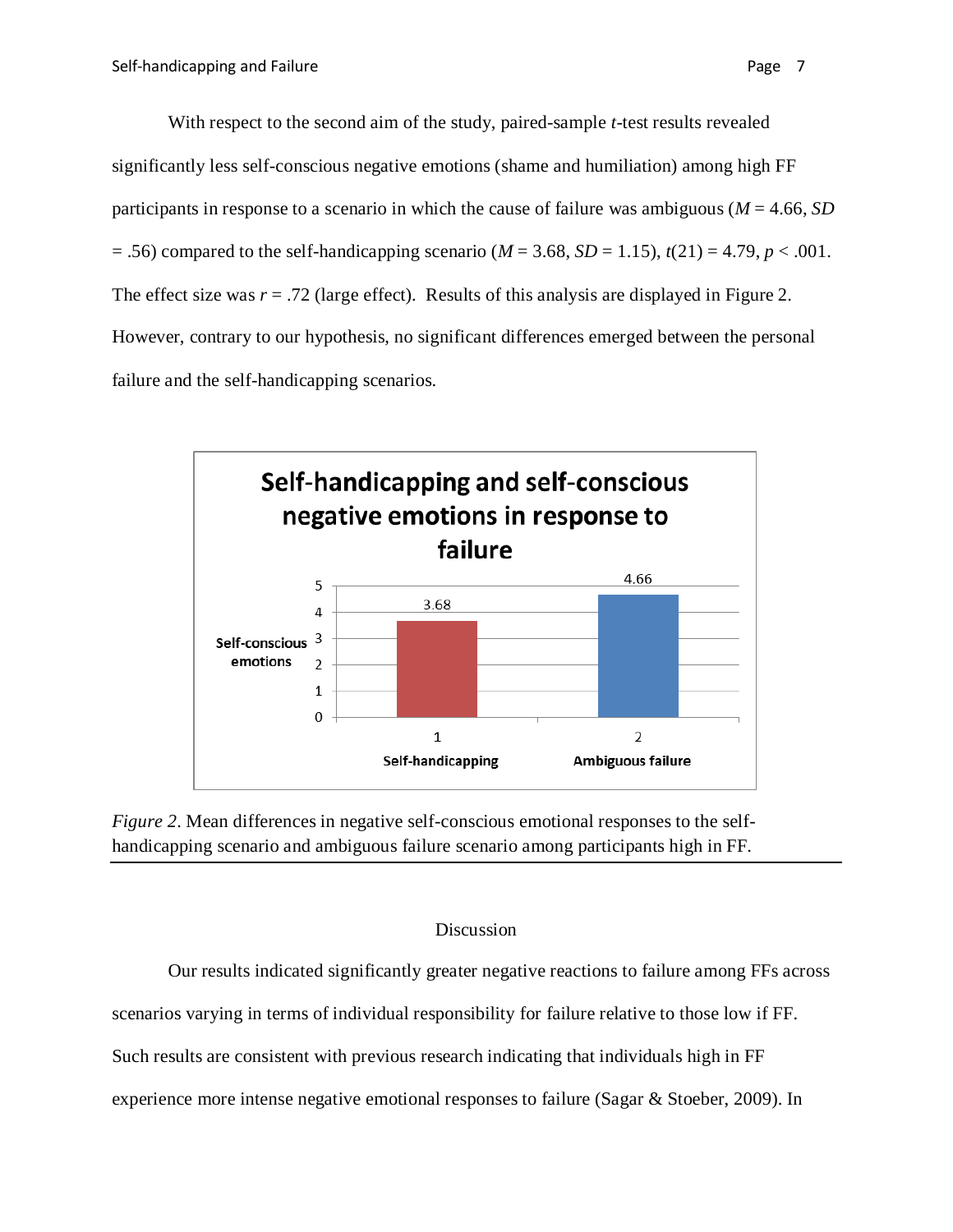With respect to the second aim of the study, paired-sample *t*-test results revealed significantly less self-conscious negative emotions (shame and humiliation) among high FF participants in response to a scenario in which the cause of failure was ambiguous ($M = 4.66$, $SD = .56$) compared to the self-handicapping scenario ($M = 3.68$, $SD = 1.15$), $t(21) = 4.79$, $p < .001$. The effect size was $r = .72$ (large effect). Results of this analysis are displayed in Figure 2. However, contrary to our hypothesis, no significant differences emerged between the personal failure and the self-handicapping scenarios.

*Figure 2*. Mean differences in negative self-conscious emotional responses to the self-handicapping scenario and ambiguous failure scenario among participants high in FF.

## Discussion

Our results indicated significantly greater negative reactions to failure among FFs across scenarios varying in terms of individual responsibility for failure relative to those low if FF. Such results are consistent with previous research indicating that individuals high in FF experience more intense negative emotional responses to failure (Sagar & Stoeber, 2009). In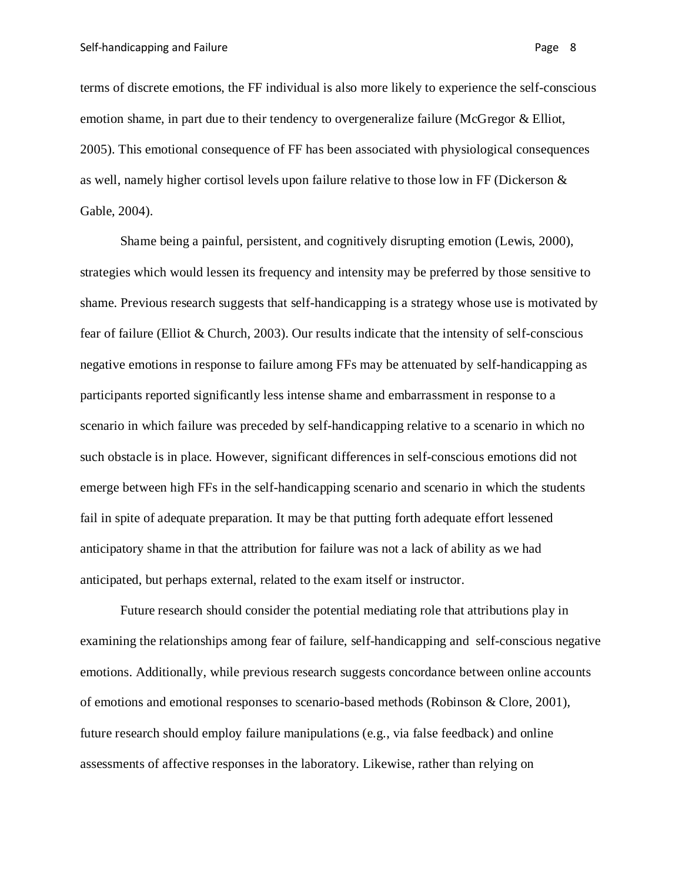terms of discrete emotions, the FF individual is also more likely to experience the self-conscious emotion shame, in part due to their tendency to overgeneralize failure (McGregor & Elliot, 2005). This emotional consequence of FF has been associated with physiological consequences as well, namely higher cortisol levels upon failure relative to those low in FF (Dickerson & Gable, 2004).

Shame being a painful, persistent, and cognitively disrupting emotion (Lewis, 2000), strategies which would lessen its frequency and intensity may be preferred by those sensitive to shame. Previous research suggests that self-handicapping is a strategy whose use is motivated by fear of failure (Elliot & Church, 2003). Our results indicate that the intensity of self-conscious negative emotions in response to failure among FFs may be attenuated by self-handicapping as participants reported significantly less intense shame and embarrassment in response to a scenario in which failure was preceded by self-handicapping relative to a scenario in which no such obstacle is in place. However, significant differences in self-conscious emotions did not emerge between high FFs in the self-handicapping scenario and scenario in which the students fail in spite of adequate preparation. It may be that putting forth adequate effort lessened anticipatory shame in that the attribution for failure was not a lack of ability as we had anticipated, but perhaps external, related to the exam itself or instructor.

Future research should consider the potential mediating role that attributions play in examining the relationships among fear of failure, self-handicapping and self-conscious negative emotions. Additionally, while previous research suggests concordance between online accounts of emotions and emotional responses to scenario-based methods (Robinson & Clore, 2001), future research should employ failure manipulations (e.g., via false feedback) and online assessments of affective responses in the laboratory. Likewise, rather than relying on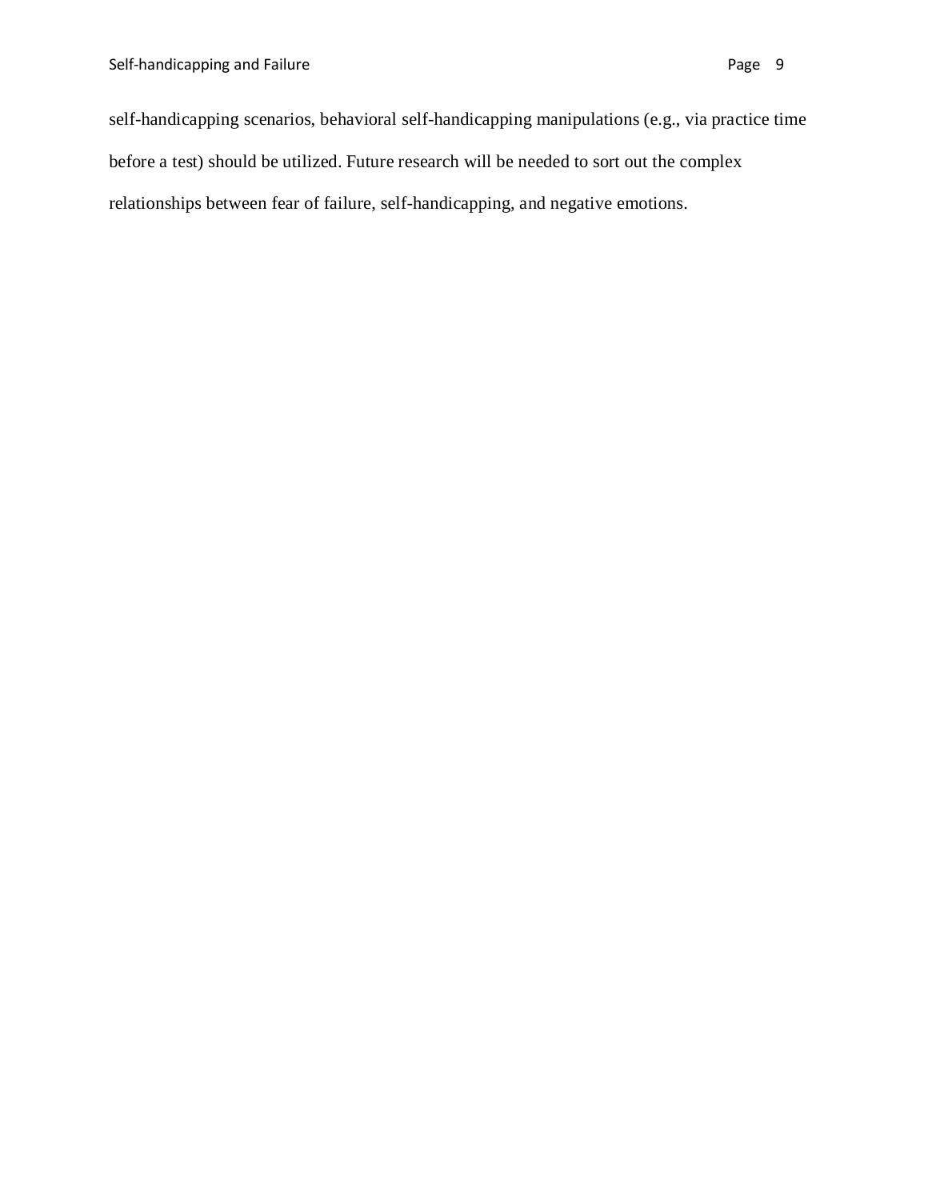self-handicapping scenarios, behavioral self-handicapping manipulations (e.g., via practice time before a test) should be utilized. Future research will be needed to sort out the complex relationships between fear of failure, self-handicapping, and negative emotions.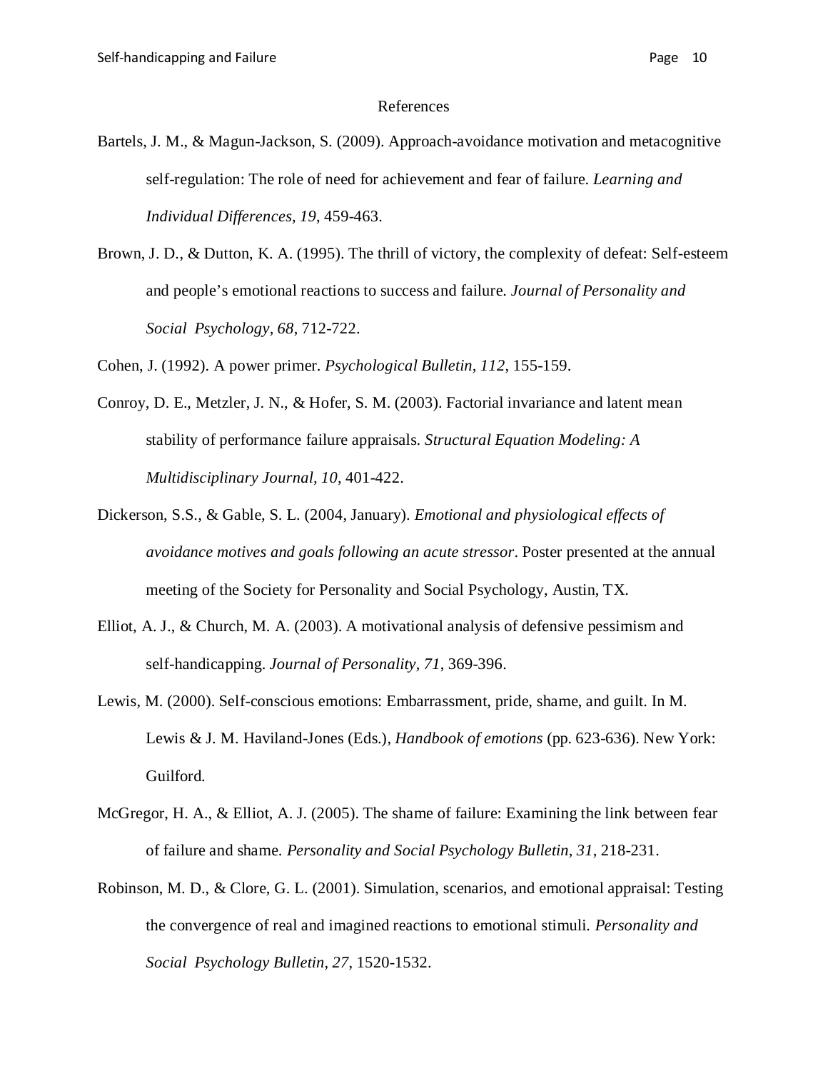# References

Bartels, J. M., & Magun-Jackson, S. (2009). Approach-avoidance motivation and metacognitive self-regulation: The role of need for achievement and fear of failure. *Learning and Individual Differences, 19*, 459-463.

Brown, J. D., & Dutton, K. A. (1995). The thrill of victory, the complexity of defeat: Self-esteem and people's emotional reactions to success and failure. *Journal of Personality and Social Psychology*, *68*, 712-722.

Cohen, J. (1992). A power primer. *Psychological Bulletin, 112*, 155-159.

Conroy, D. E., Metzler, J. N., & Hofer, S. M. (2003). Factorial invariance and latent mean stability of performance failure appraisals. *Structural Equation Modeling: A Multidisciplinary Journal, 10*, 401-422.

Dickerson, S.S., & Gable, S. L. (2004, January). *Emotional and physiological effects of avoidance motives and goals following an acute stressor*. Poster presented at the annual meeting of the Society for Personality and Social Psychology, Austin, TX.

Elliot, A. J., & Church, M. A. (2003). A motivational analysis of defensive pessimism and self-handicapping. *Journal of Personality, 71*, 369-396.

Lewis, M. (2000). Self-conscious emotions: Embarrassment, pride, shame, and guilt. In M. Lewis & J. M. Haviland-Jones (Eds.), *Handbook of emotions* (pp. 623-636). New York: Guilford.

McGregor, H. A., & Elliot, A. J. (2005). The shame of failure: Examining the link between fear of failure and shame. *Personality and Social Psychology Bulletin, 31*, 218-231.

Robinson, M. D., & Clore, G. L. (2001). Simulation, scenarios, and emotional appraisal: Testing the convergence of real and imagined reactions to emotional stimuli. *Personality and Social Psychology Bulletin, 27*, 1520-1532.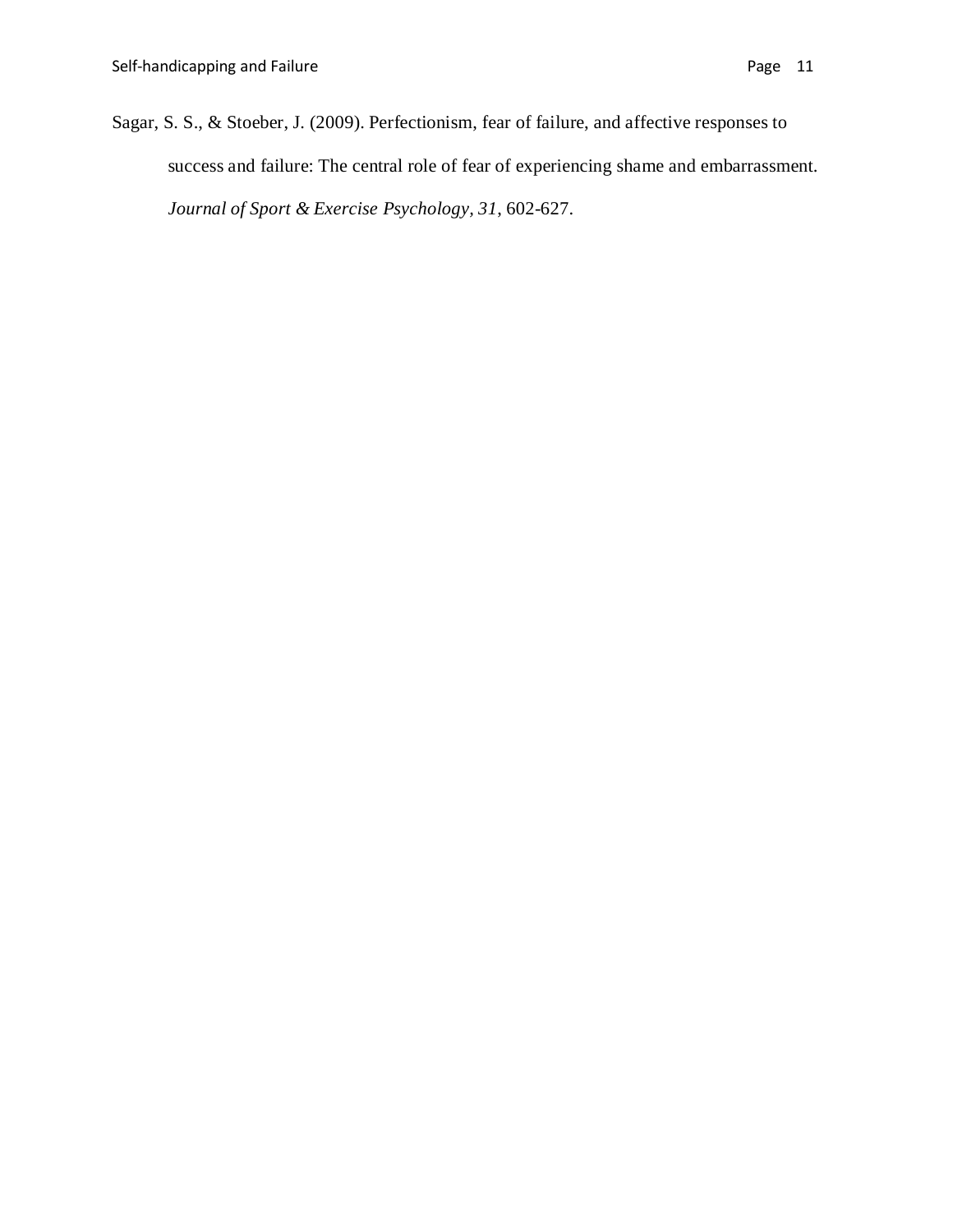Sagar, S. S., & Stoeber, J. (2009). Perfectionism, fear of failure, and affective responses to success and failure: The central role of fear of experiencing shame and embarrassment. *Journal of Sport & Exercise Psychology, 31*, 602-627.